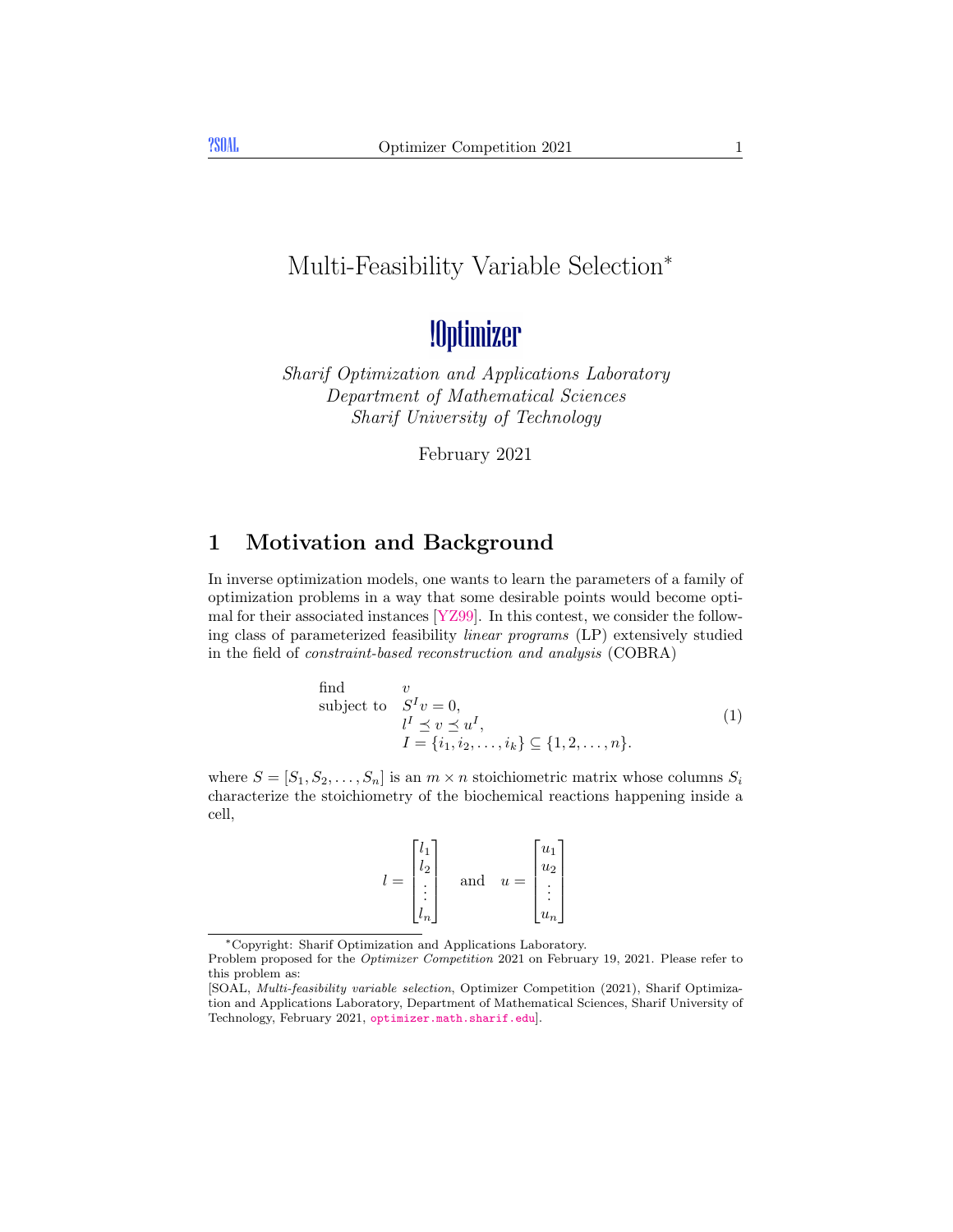# Multi-Feasibility Variable Selection*

## !Optimizer

*Sharif Optimization and Applications Laboratory*
*Department of Mathematical Sciences*
*Sharif University of Technology*

February 2021

## 1 Motivation and Background

In inverse optimization models, one wants to learn the parameters of a family of optimization problems in a way that some desirable points would become optimal for their associated instances [YZ99]. In this contest, we consider the following class of parameterized feasibility *linear programs* (LP) extensively studied in the field of *constraint-based reconstruction and analysis* (COBRA)

$$
\begin{array}{ll}
\text{find} & v \\
\text{subject to} & S^I v = 0, \\
& l^I \preceq v \preceq u^I, \\
& I = \{i_1, i_2, \dots, i_k\} \subseteq \{1, 2, \dots, n\}.
\end{array}
\tag{1}
$$

where $S = [S_1, S_2, \dots, S_n]$ is an $m \times n$ stoichiometric matrix whose columns $S_i$ characterize the stoichiometry of the biochemical reactions happening inside a cell,

$$
l = \begin{bmatrix} l_1 \\ l_2 \\ \vdots \\ l_n \end{bmatrix} \quad \text{and} \quad u = \begin{bmatrix} u_1 \\ u_2 \\ \vdots \\ u_n \end{bmatrix}
$$

*Copyright: Sharif Optimization and Applications Laboratory.
Problem proposed for the *Optimizer Competition* 2021 on February 19, 2021. Please refer to this problem as:
[SOAL, *Multi-feasibility variable selection*, Optimizer Competition (2021), Sharif Optimization and Applications Laboratory, Department of Mathematical Sciences, Sharif University of Technology, February 2021, optimizer.math.sharif.edu].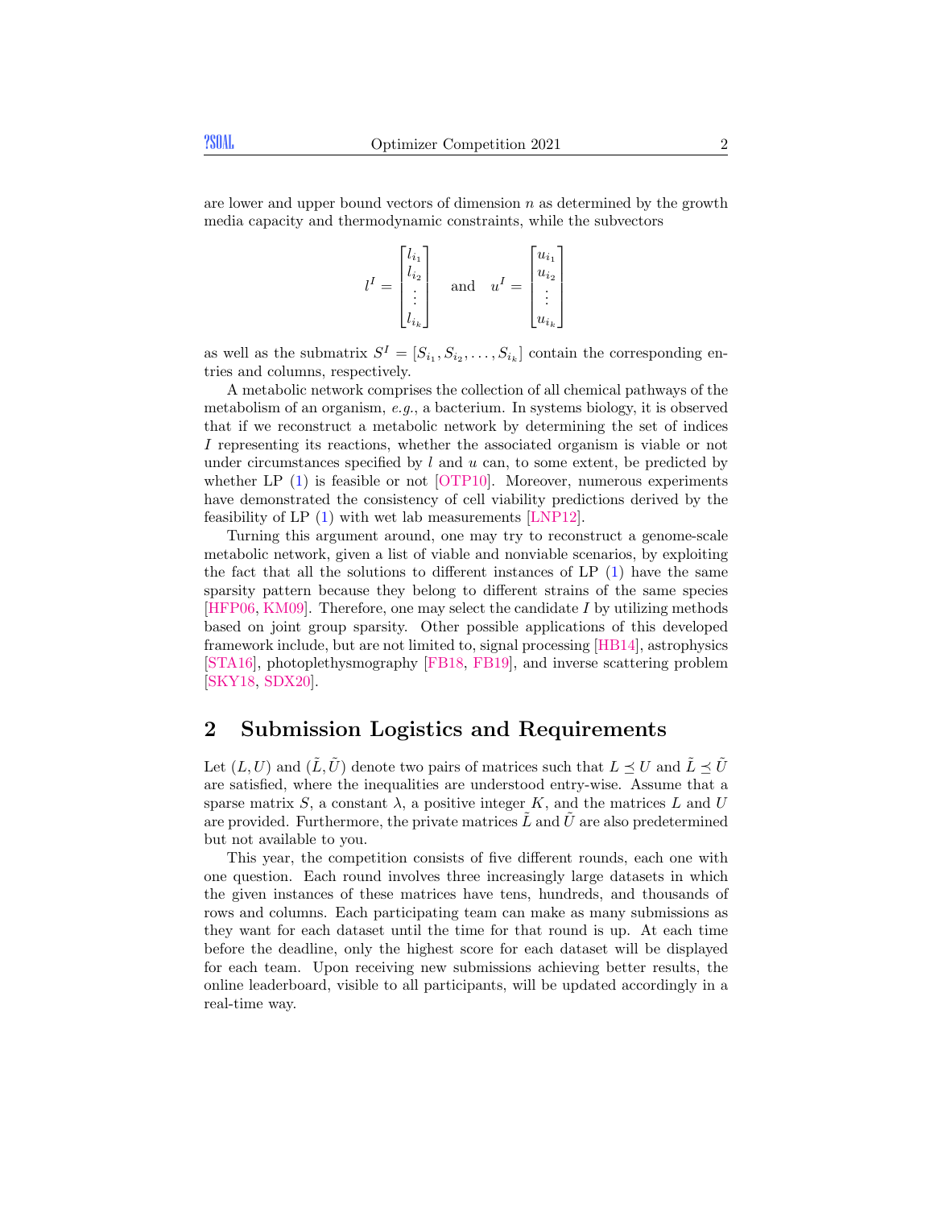are lower and upper bound vectors of dimension $n$ as determined by the growth media capacity and thermodynamic constraints, while the subvectors

$$l^I = \begin{bmatrix} l_{i_1} \\ l_{i_2} \\ \vdots \\ l_{i_k} \end{bmatrix} \quad \text{and} \quad u^I = \begin{bmatrix} u_{i_1} \\ u_{i_2} \\ \vdots \\ u_{i_k} \end{bmatrix}$$

as well as the submatrix $S^I = [S_{i_1}, S_{i_2}, \ldots, S_{i_k}]$ contain the corresponding entries and columns, respectively.

A metabolic network comprises the collection of all chemical pathways of the metabolism of an organism, *e.g.*, a bacterium. In systems biology, it is observed that if we reconstruct a metabolic network by determining the set of indices $I$ representing its reactions, whether the associated organism is viable or not under circumstances specified by $l$ and $u$ can, to some extent, be predicted by whether LP (1) is feasible or not [OTP10]. Moreover, numerous experiments have demonstrated the consistency of cell viability predictions derived by the feasibility of LP (1) with wet lab measurements [LNP12].

Turning this argument around, one may try to reconstruct a genome-scale metabolic network, given a list of viable and nonviable scenarios, by exploiting the fact that all the solutions to different instances of LP (1) have the same sparsity pattern because they belong to different strains of the same species [HFP06, KM09]. Therefore, one may select the candidate $I$ by utilizing methods based on joint group sparsity. Other possible applications of this developed framework include, but are not limited to, signal processing [HB14], astrophysics [STA16], photoplethysmography [FB18, FB19], and inverse scattering problem [SKY18, SDX20].

## 2 Submission Logistics and Requirements

Let $(L, U)$ and $(\tilde{L}, \tilde{U})$ denote two pairs of matrices such that $L \preceq U$ and $\tilde{L} \preceq \tilde{U}$ are satisfied, where the inequalities are understood entry-wise. Assume that a sparse matrix $S$, a constant $\lambda$, a positive integer $K$, and the matrices $L$ and $U$ are provided. Furthermore, the private matrices $\tilde{L}$ and $\tilde{U}$ are also predetermined but not available to you.

This year, the competition consists of five different rounds, each one with one question. Each round involves three increasingly large datasets in which the given instances of these matrices have tens, hundreds, and thousands of rows and columns. Each participating team can make as many submissions as they want for each dataset until the time for that round is up. At each time before the deadline, only the highest score for each dataset will be displayed for each team. Upon receiving new submissions achieving better results, the online leaderboard, visible to all participants, will be updated accordingly in a real-time way.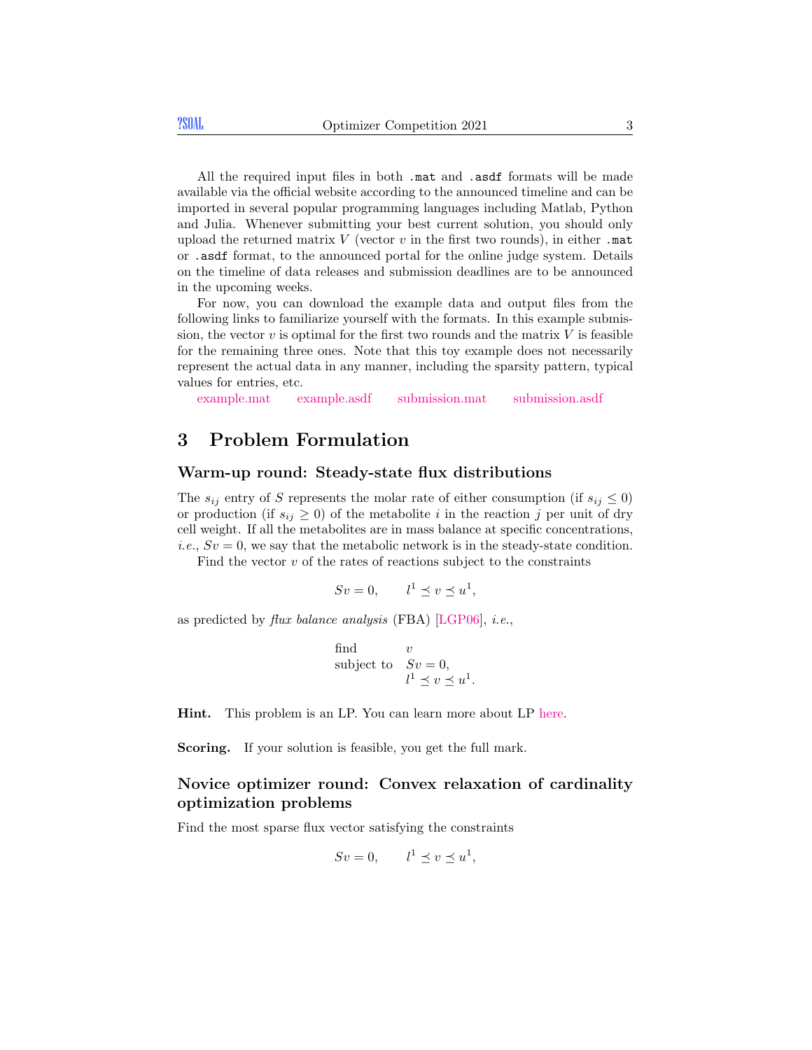All the required input files in both `.mat` and `.asdf` formats will be made available via the official website according to the announced timeline and can be imported in several popular programming languages including Matlab, Python and Julia. Whenever submitting your best current solution, you should only upload the returned matrix $V$ (vector $v$ in the first two rounds), in either `.mat` or `.asdf` format, to the announced portal for the online judge system. Details on the timeline of data releases and submission deadlines are to be announced in the upcoming weeks.

For now, you can download the example data and output files from the following links to familiarize yourself with the formats. In this example submission, the vector $v$ is optimal for the first two rounds and the matrix $V$ is feasible for the remaining three ones. Note that this toy example does not necessarily represent the actual data in any manner, including the sparsity pattern, typical values for entries, etc.

example.mat    example.asdf    submission.mat    submission.asdf

# 3 Problem Formulation

## Warm-up round: Steady-state flux distributions

The $s_{ij}$ entry of $S$ represents the molar rate of either consumption (if $s_{ij} \leq 0$) or production (if $s_{ij} \geq 0$) of the metabolite $i$ in the reaction $j$ per unit of dry cell weight. If all the metabolites are in mass balance at specific concentrations, *i.e.*, $Sv = 0$, we say that the metabolic network is in the steady-state condition.

Find the vector $v$ of the rates of reactions subject to the constraints

$$Sv = 0, \qquad l^1 \preceq v \preceq u^1,$$

as predicted by *flux balance analysis* (FBA) [LGP06], *i.e.*,

$$\begin{array}{ll} \text{find} & v \\ \text{subject to} & Sv = 0, \\ & l^1 \preceq v \preceq u^1. \end{array}$$

**Hint.** This problem is an LP. You can learn more about LP here.

**Scoring.** If your solution is feasible, you get the full mark.

## Novice optimizer round: Convex relaxation of cardinality optimization problems

Find the most sparse flux vector satisfying the constraints

$$Sv = 0, \qquad l^1 \preceq v \preceq u^1,$$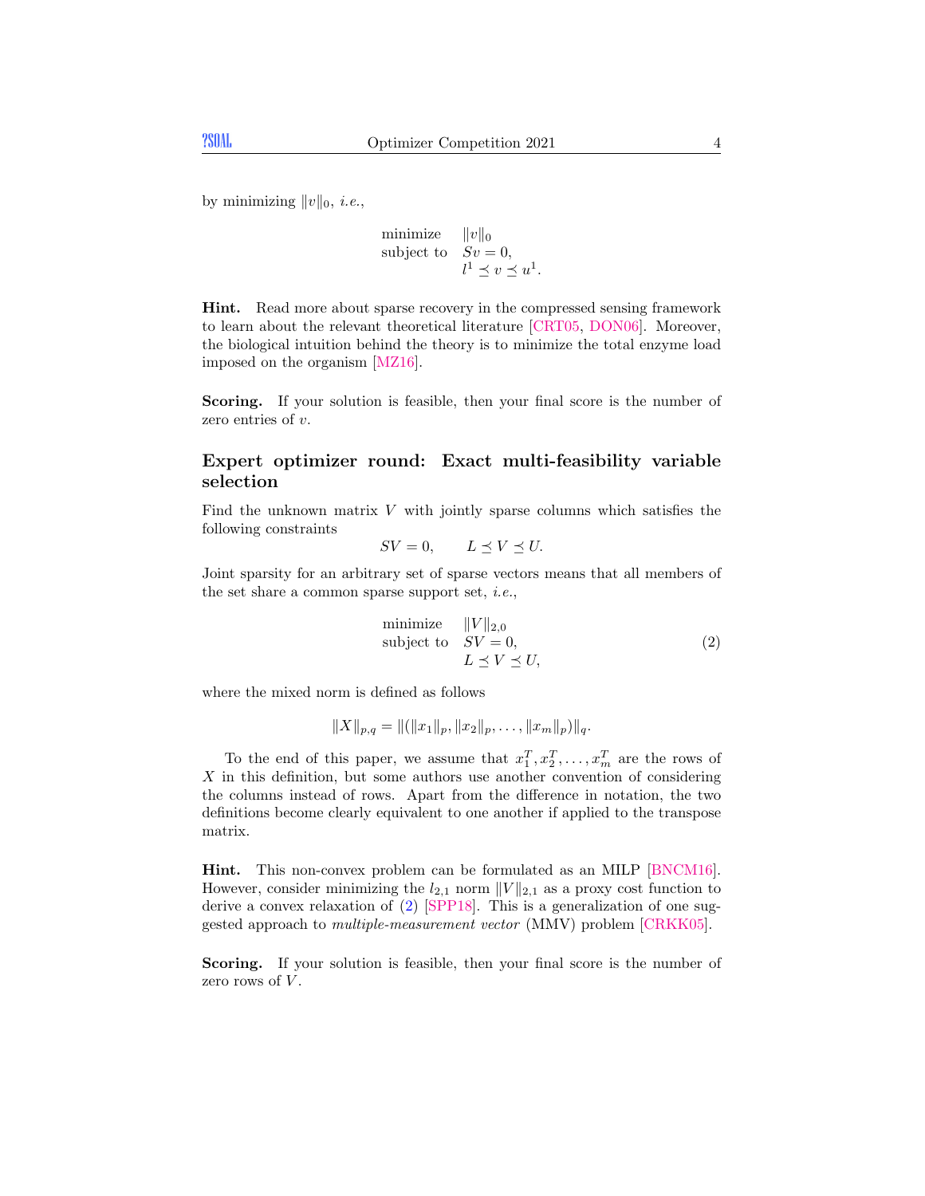by minimizing $\|v\|_0$, *i.e.*,

$$
\begin{array}{ll}
\text{minimize} & \|v\|_0 \\
\text{subject to} & Sv = 0, \\
& l^1 \preceq v \preceq u^1.
\end{array}
$$

**Hint.** Read more about sparse recovery in the compressed sensing framework to learn about the relevant theoretical literature [CRT05, DON06]. Moreover, the biological intuition behind the theory is to minimize the total enzyme load imposed on the organism [MZ16].

**Scoring.** If your solution is feasible, then your final score is the number of zero entries of $v$.

## Expert optimizer round: Exact multi-feasibility variable selection

Find the unknown matrix $V$ with jointly sparse columns which satisfies the following constraints

$$
SV = 0, \qquad L \preceq V \preceq U.
$$

Joint sparsity for an arbitrary set of sparse vectors means that all members of the set share a common sparse support set, *i.e.*,

$$
\begin{array}{ll}
\text{minimize} & \|V\|_{2,0} \\
\text{subject to} & SV = 0, \\
& L \preceq V \preceq U,
\end{array} \tag{2}
$$

where the mixed norm is defined as follows

$$
\|X\|_{p,q} = \|(\|x_1\|_p, \|x_2\|_p, \ldots, \|x_m\|_p)\|_q.
$$

To the end of this paper, we assume that $x_1^T, x_2^T, \ldots, x_m^T$ are the rows of $X$ in this definition, but some authors use another convention of considering the columns instead of rows. Apart from the difference in notation, the two definitions become clearly equivalent to one another if applied to the transpose matrix.

**Hint.** This non-convex problem can be formulated as an MILP [BNCM16]. However, consider minimizing the $l_{2,1}$ norm $\|V\|_{2,1}$ as a proxy cost function to derive a convex relaxation of (2) [SPP18]. This is a generalization of one suggested approach to *multiple-measurement vector* (MMV) problem [CRKK05].

**Scoring.** If your solution is feasible, then your final score is the number of zero rows of $V$.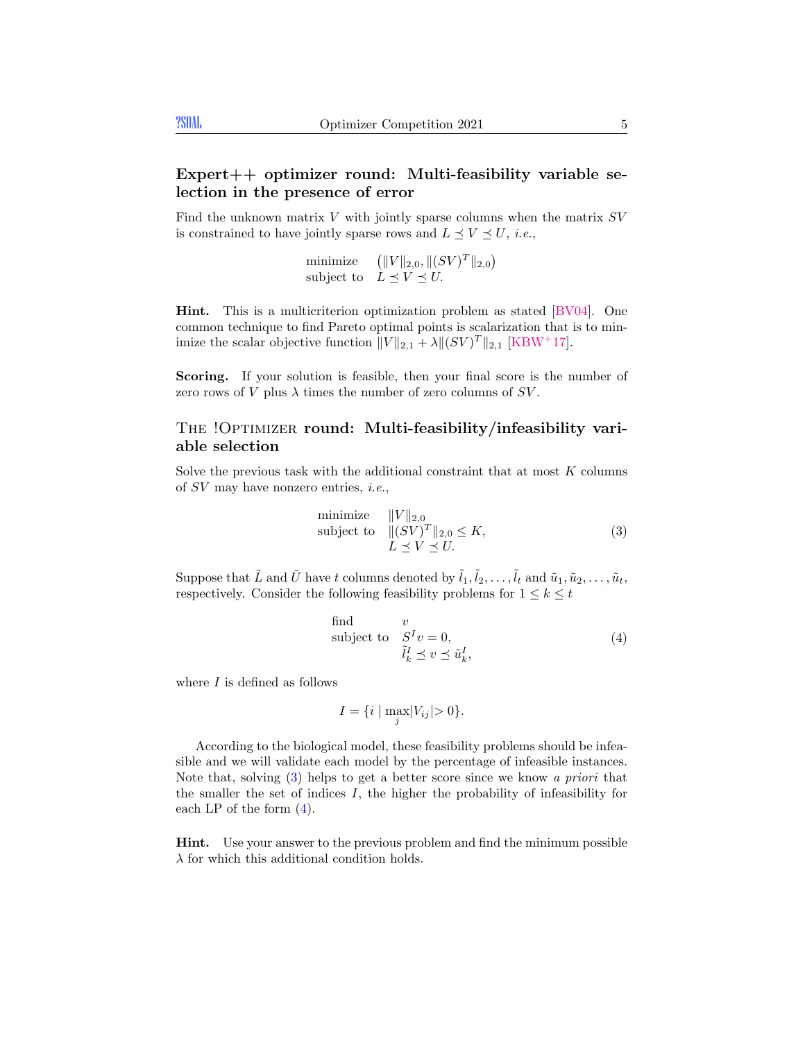## Expert++ optimizer round: Multi-feasibility variable selection in the presence of error

Find the unknown matrix $V$ with jointly sparse columns when the matrix $SV$ is constrained to have jointly sparse rows and $L \preceq V \preceq U$, *i.e.*,

$$\begin{array}{ll} \text{minimize} & \left(\|V\|_{2,0}, \|(SV)^T\|_{2,0}\right) \\ \text{subject to} & L \preceq V \preceq U. \end{array}$$

**Hint.** This is a multicriterion optimization problem as stated [BV04]. One common technique to find Pareto optimal points is scalarization that is to minimize the scalar objective function $\|V\|_{2,1} + \lambda\|(SV)^T\|_{2,1}$ [KBW+17].

**Scoring.** If your solution is feasible, then your final score is the number of zero rows of $V$ plus $\lambda$ times the number of zero columns of $SV$.

## The !Optimizer round: Multi-feasibility/infeasibility variable selection

Solve the previous task with the additional constraint that at most $K$ columns of $SV$ may have nonzero entries, *i.e.*,

$$\begin{array}{ll} \text{minimize} & \|V\|_{2,0} \\ \text{subject to} & \|(SV)^T\|_{2,0} \leq K, \\ & L \preceq V \preceq U. \end{array} \tag{3}$$

Suppose that $\tilde{L}$ and $\tilde{U}$ have $t$ columns denoted by $\tilde{l}_1, \tilde{l}_2, \ldots, \tilde{l}_t$ and $\tilde{u}_1, \tilde{u}_2, \ldots, \tilde{u}_t$, respectively. Consider the following feasibility problems for $1 \leq k \leq t$

$$\begin{array}{ll} \text{find} & v \\ \text{subject to} & S^I v = 0, \\ & \tilde{l}_k^I \preceq v \preceq \tilde{u}_k^I, \end{array} \tag{4}$$

where $I$ is defined as follows

$$I = \{i \mid \max_j |V_{ij}| > 0\}.$$

According to the biological model, these feasibility problems should be infeasible and we will validate each model by the percentage of infeasible instances. Note that, solving (3) helps to get a better score since we know *a priori* that the smaller the set of indices $I$, the higher the probability of infeasibility for each LP of the form (4).

**Hint.** Use your answer to the previous problem and find the minimum possible $\lambda$ for which this additional condition holds.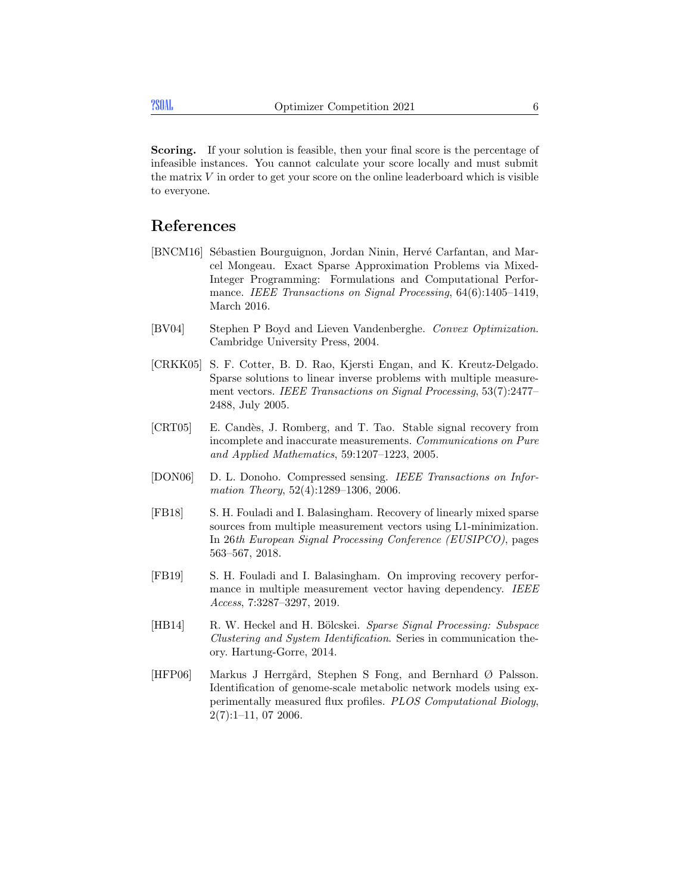**Scoring.** If your solution is feasible, then your final score is the percentage of infeasible instances. You cannot calculate your score locally and must submit the matrix $V$ in order to get your score on the online leaderboard which is visible to everyone.

## References

[BNCM16] Sébastien Bourguignon, Jordan Ninin, Hervé Carfantan, and Marcel Mongeau. Exact Sparse Approximation Problems via Mixed-Integer Programming: Formulations and Computational Performance. *IEEE Transactions on Signal Processing*, 64(6):1405–1419, March 2016.

[BV04] Stephen P Boyd and Lieven Vandenberghe. *Convex Optimization*. Cambridge University Press, 2004.

[CRKK05] S. F. Cotter, B. D. Rao, Kjersti Engan, and K. Kreutz-Delgado. Sparse solutions to linear inverse problems with multiple measurement vectors. *IEEE Transactions on Signal Processing*, 53(7):2477–2488, July 2005.

[CRT05] E. Candès, J. Romberg, and T. Tao. Stable signal recovery from incomplete and inaccurate measurements. *Communications on Pure and Applied Mathematics*, 59:1207–1223, 2005.

[DON06] D. L. Donoho. Compressed sensing. *IEEE Transactions on Information Theory*, 52(4):1289–1306, 2006.

[FB18] S. H. Fouladi and I. Balasingham. Recovery of linearly mixed sparse sources from multiple measurement vectors using L1-minimization. In 26*th European Signal Processing Conference (EUSIPCO)*, pages 563–567, 2018.

[FB19] S. H. Fouladi and I. Balasingham. On improving recovery performance in multiple measurement vector having dependency. *IEEE Access*, 7:3287–3297, 2019.

[HB14] R. W. Heckel and H. Bölcskei. *Sparse Signal Processing: Subspace Clustering and System Identification*. Series in communication theory. Hartung-Gorre, 2014.

[HFP06] Markus J Herrgård, Stephen S Fong, and Bernhard Ø Palsson. Identification of genome-scale metabolic network models using experimentally measured flux profiles. *PLOS Computational Biology*, 2(7):1–11, 07 2006.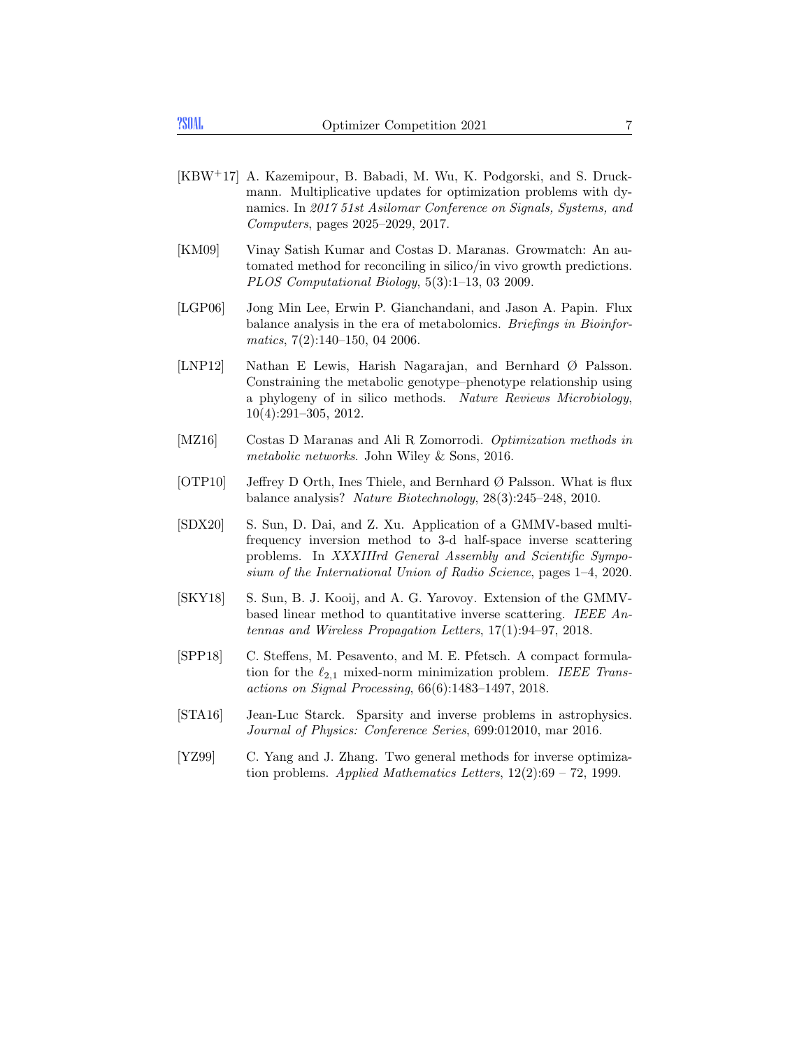[KBW+17] A. Kazemipour, B. Babadi, M. Wu, K. Podgorski, and S. Druckmann. Multiplicative updates for optimization problems with dynamics. In *2017 51st Asilomar Conference on Signals, Systems, and Computers*, pages 2025–2029, 2017.

[KM09] Vinay Satish Kumar and Costas D. Maranas. Growmatch: An automated method for reconciling in silico/in vivo growth predictions. *PLOS Computational Biology*, 5(3):1–13, 03 2009.

[LGP06] Jong Min Lee, Erwin P. Gianchandani, and Jason A. Papin. Flux balance analysis in the era of metabolomics. *Briefings in Bioinformatics*, 7(2):140–150, 04 2006.

[LNP12] Nathan E Lewis, Harish Nagarajan, and Bernhard Ø Palsson. Constraining the metabolic genotype–phenotype relationship using a phylogeny of in silico methods. *Nature Reviews Microbiology*, 10(4):291–305, 2012.

[MZ16] Costas D Maranas and Ali R Zomorrodi. *Optimization methods in metabolic networks*. John Wiley & Sons, 2016.

[OTP10] Jeffrey D Orth, Ines Thiele, and Bernhard Ø Palsson. What is flux balance analysis? *Nature Biotechnology*, 28(3):245–248, 2010.

[SDX20] S. Sun, D. Dai, and Z. Xu. Application of a GMMV-based multi-frequency inversion method to 3-d half-space inverse scattering problems. In *XXXIIIrd General Assembly and Scientific Symposium of the International Union of Radio Science*, pages 1–4, 2020.

[SKY18] S. Sun, B. J. Kooij, and A. G. Yarovoy. Extension of the GMMV-based linear method to quantitative inverse scattering. *IEEE Antennas and Wireless Propagation Letters*, 17(1):94–97, 2018.

[SPP18] C. Steffens, M. Pesavento, and M. E. Pfetsch. A compact formulation for the $\ell_{2,1}$ mixed-norm minimization problem. *IEEE Transactions on Signal Processing*, 66(6):1483–1497, 2018.

[STA16] Jean-Luc Starck. Sparsity and inverse problems in astrophysics. *Journal of Physics: Conference Series*, 699:012010, mar 2016.

[YZ99] C. Yang and J. Zhang. Two general methods for inverse optimization problems. *Applied Mathematics Letters*, 12(2):69 – 72, 1999.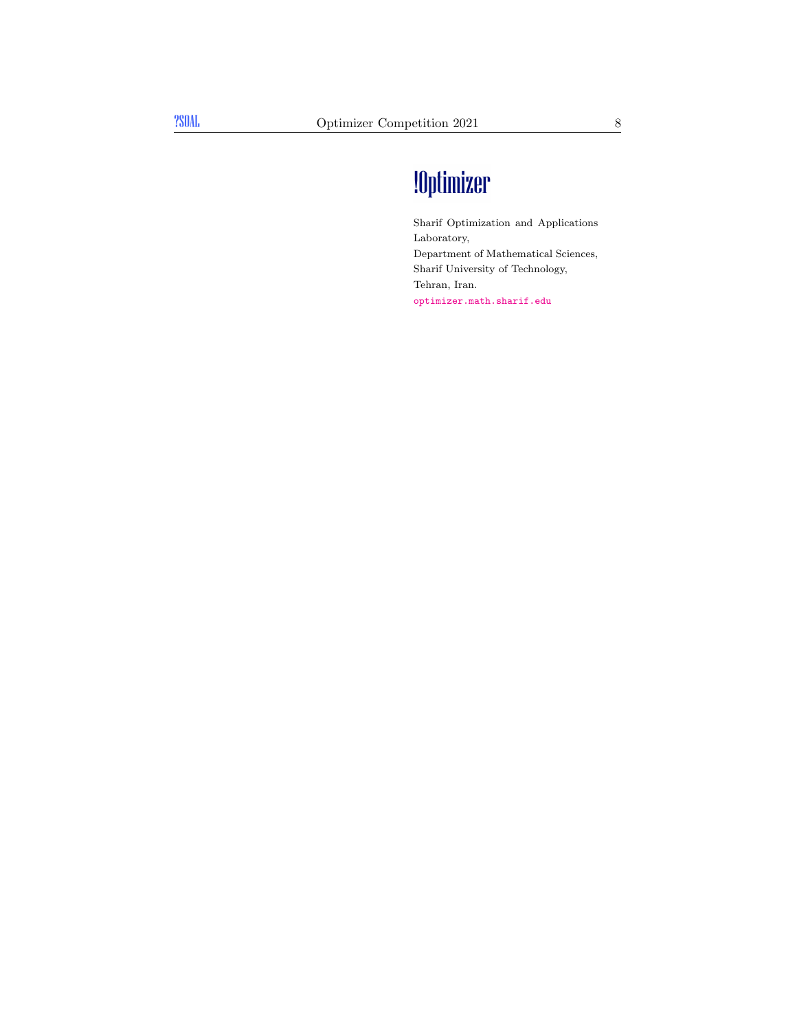# !Optimizer

Sharif Optimization and Applications Laboratory,
Department of Mathematical Sciences,
Sharif University of Technology,
Tehran, Iran.
optimizer.math.sharif.edu